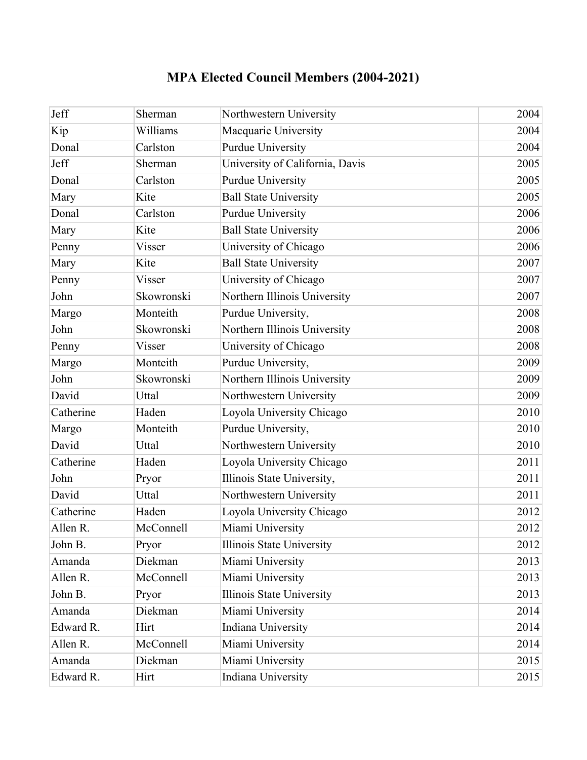# MPA Elected Council Members (2004-2021)

| | | | |
|---|---|---|---|
| Jeff | Sherman | Northwestern University | 2004 |
| Kip | Williams | Macquarie University | 2004 |
| Donal | Carlston | Purdue University | 2004 |
| Jeff | Sherman | University of California, Davis | 2005 |
| Donal | Carlston | Purdue University | 2005 |
| Mary | Kite | Ball State University | 2005 |
| Donal | Carlston | Purdue University | 2006 |
| Mary | Kite | Ball State University | 2006 |
| Penny | Visser | University of Chicago | 2006 |
| Mary | Kite | Ball State University | 2007 |
| Penny | Visser | University of Chicago | 2007 |
| John | Skowronski | Northern Illinois University | 2007 |
| Margo | Monteith | Purdue University, | 2008 |
| John | Skowronski | Northern Illinois University | 2008 |
| Penny | Visser | University of Chicago | 2008 |
| Margo | Monteith | Purdue University, | 2009 |
| John | Skowronski | Northern Illinois University | 2009 |
| David | Uttal | Northwestern University | 2009 |
| Catherine | Haden | Loyola University Chicago | 2010 |
| Margo | Monteith | Purdue University, | 2010 |
| David | Uttal | Northwestern University | 2010 |
| Catherine | Haden | Loyola University Chicago | 2011 |
| John | Pryor | Illinois State University, | 2011 |
| David | Uttal | Northwestern University | 2011 |
| Catherine | Haden | Loyola University Chicago | 2012 |
| Allen R. | McConnell | Miami University | 2012 |
| John B. | Pryor | Illinois State University | 2012 |
| Amanda | Diekman | Miami University | 2013 |
| Allen R. | McConnell | Miami University | 2013 |
| John B. | Pryor | Illinois State University | 2013 |
| Amanda | Diekman | Miami University | 2014 |
| Edward R. | Hirt | Indiana University | 2014 |
| Allen R. | McConnell | Miami University | 2014 |
| Amanda | Diekman | Miami University | 2015 |
| Edward R. | Hirt | Indiana University | 2015 |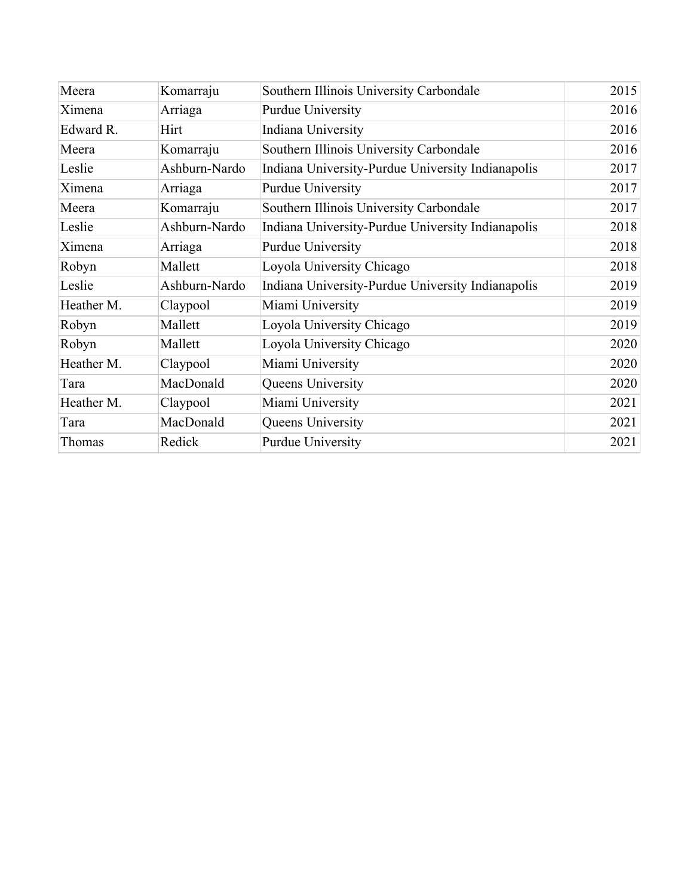| | | | |
|---|---|---|---|
| Meera | Komarraju | Southern Illinois University Carbondale | 2015 |
| Ximena | Arriaga | Purdue University | 2016 |
| Edward R. | Hirt | Indiana University | 2016 |
| Meera | Komarraju | Southern Illinois University Carbondale | 2016 |
| Leslie | Ashburn-Nardo | Indiana University-Purdue University Indianapolis | 2017 |
| Ximena | Arriaga | Purdue University | 2017 |
| Meera | Komarraju | Southern Illinois University Carbondale | 2017 |
| Leslie | Ashburn-Nardo | Indiana University-Purdue University Indianapolis | 2018 |
| Ximena | Arriaga | Purdue University | 2018 |
| Robyn | Mallett | Loyola University Chicago | 2018 |
| Leslie | Ashburn-Nardo | Indiana University-Purdue University Indianapolis | 2019 |
| Heather M. | Claypool | Miami University | 2019 |
| Robyn | Mallett | Loyola University Chicago | 2019 |
| Robyn | Mallett | Loyola University Chicago | 2020 |
| Heather M. | Claypool | Miami University | 2020 |
| Tara | MacDonald | Queens University | 2020 |
| Heather M. | Claypool | Miami University | 2021 |
| Tara | MacDonald | Queens University | 2021 |
| Thomas | Redick | Purdue University | 2021 |